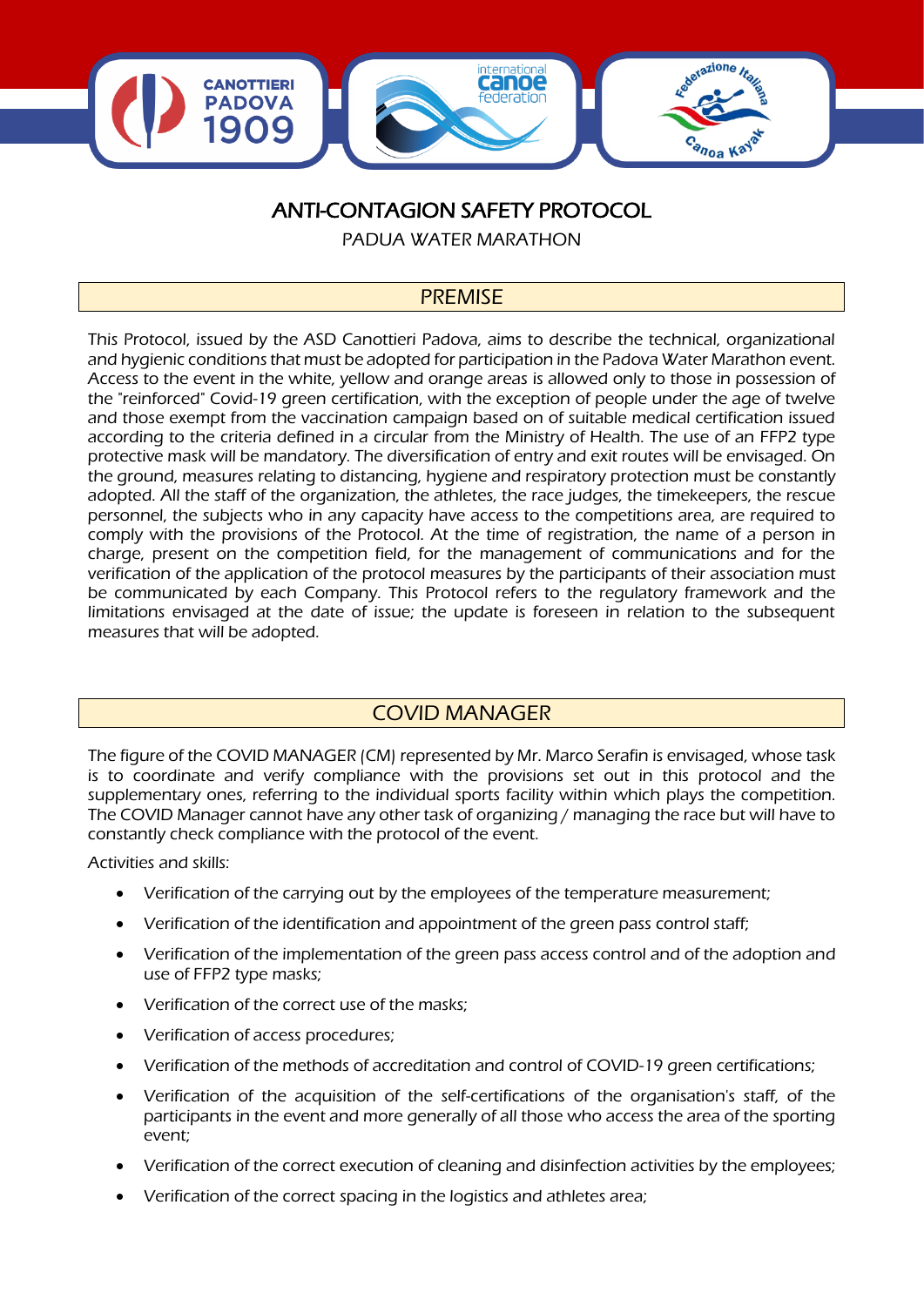# ANTI-CONTAGION SAFETY PROTOCOL

PADUA WATER MARATHON

## PREMISE

This Protocol, issued by the ASD Canottieri Padova, aims to describe the technical, organizational and hygienic conditions that must be adopted for participation in the Padova Water Marathon event. Access to the event in the white, yellow and orange areas is allowed only to those in possession of the "reinforced" Covid-19 green certification, with the exception of people under the age of twelve and those exempt from the vaccination campaign based on of suitable medical certification issued according to the criteria defined in a circular from the Ministry of Health. The use of an FFP2 type protective mask will be mandatory. The diversification of entry and exit routes will be envisaged. On the ground, measures relating to distancing, hygiene and respiratory protection must be constantly adopted. All the staff of the organization, the athletes, the race judges, the timekeepers, the rescue personnel, the subjects who in any capacity have access to the competitions area, are required to comply with the provisions of the Protocol. At the time of registration, the name of a person in charge, present on the competition field, for the management of communications and for the verification of the application of the protocol measures by the participants of their association must be communicated by each Company. This Protocol refers to the regulatory framework and the limitations envisaged at the date of issue; the update is foreseen in relation to the subsequent measures that will be adopted.

## COVID MANAGER

The figure of the COVID MANAGER (CM) represented by Mr. Marco Serafin is envisaged, whose task is to coordinate and verify compliance with the provisions set out in this protocol and the supplementary ones, referring to the individual sports facility within which plays the competition. The COVID Manager cannot have any other task of organizing / managing the race but will have to constantly check compliance with the protocol of the event.

Activities and skills:

- Verification of the carrying out by the employees of the temperature measurement;
- Verification of the identification and appointment of the green pass control staff;
- Verification of the implementation of the green pass access control and of the adoption and use of FFP2 type masks;
- Verification of the correct use of the masks;
- Verification of access procedures;
- Verification of the methods of accreditation and control of COVID-19 green certifications;
- Verification of the acquisition of the self-certifications of the organisation's staff, of the participants in the event and more generally of all those who access the area of the sporting event;
- Verification of the correct execution of cleaning and disinfection activities by the employees;
- Verification of the correct spacing in the logistics and athletes area;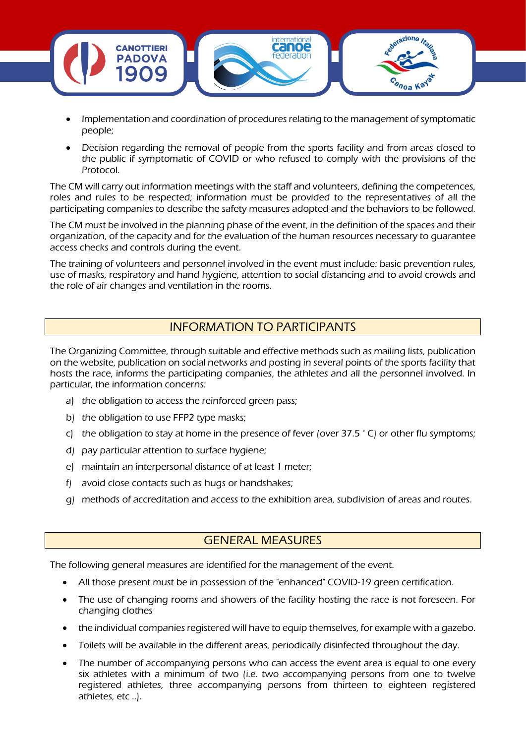- Implementation and coordination of procedures relating to the management of symptomatic people;
- Decision regarding the removal of people from the sports facility and from areas closed to the public if symptomatic of COVID or who refused to comply with the provisions of the Protocol.

The CM will carry out information meetings with the staff and volunteers, defining the competences, roles and rules to be respected; information must be provided to the representatives of all the participating companies to describe the safety measures adopted and the behaviors to be followed.

The CM must be involved in the planning phase of the event, in the definition of the spaces and their organization, of the capacity and for the evaluation of the human resources necessary to guarantee access checks and controls during the event.

The training of volunteers and personnel involved in the event must include: basic prevention rules, use of masks, respiratory and hand hygiene, attention to social distancing and to avoid crowds and the role of air changes and ventilation in the rooms.

## INFORMATION TO PARTICIPANTS

The Organizing Committee, through suitable and effective methods such as mailing lists, publication on the website, publication on social networks and posting in several points of the sports facility that hosts the race, informs the participating companies, the athletes and all the personnel involved. In particular, the information concerns:

a) the obligation to access the reinforced green pass;

b) the obligation to use FFP2 type masks;

c) the obligation to stay at home in the presence of fever (over 37.5 ° C) or other flu symptoms;

d) pay particular attention to surface hygiene;

e) maintain an interpersonal distance of at least 1 meter;

f) avoid close contacts such as hugs or handshakes;

g) methods of accreditation and access to the exhibition area, subdivision of areas and routes.

## GENERAL MEASURES

The following general measures are identified for the management of the event.

- All those present must be in possession of the "enhanced" COVID-19 green certification.
- The use of changing rooms and showers of the facility hosting the race is not foreseen. For changing clothes
- the individual companies registered will have to equip themselves, for example with a gazebo.
- Toilets will be available in the different areas, periodically disinfected throughout the day.
- The number of accompanying persons who can access the event area is equal to one every six athletes with a minimum of two (i.e. two accompanying persons from one to twelve registered athletes, three accompanying persons from thirteen to eighteen registered athletes, etc ..).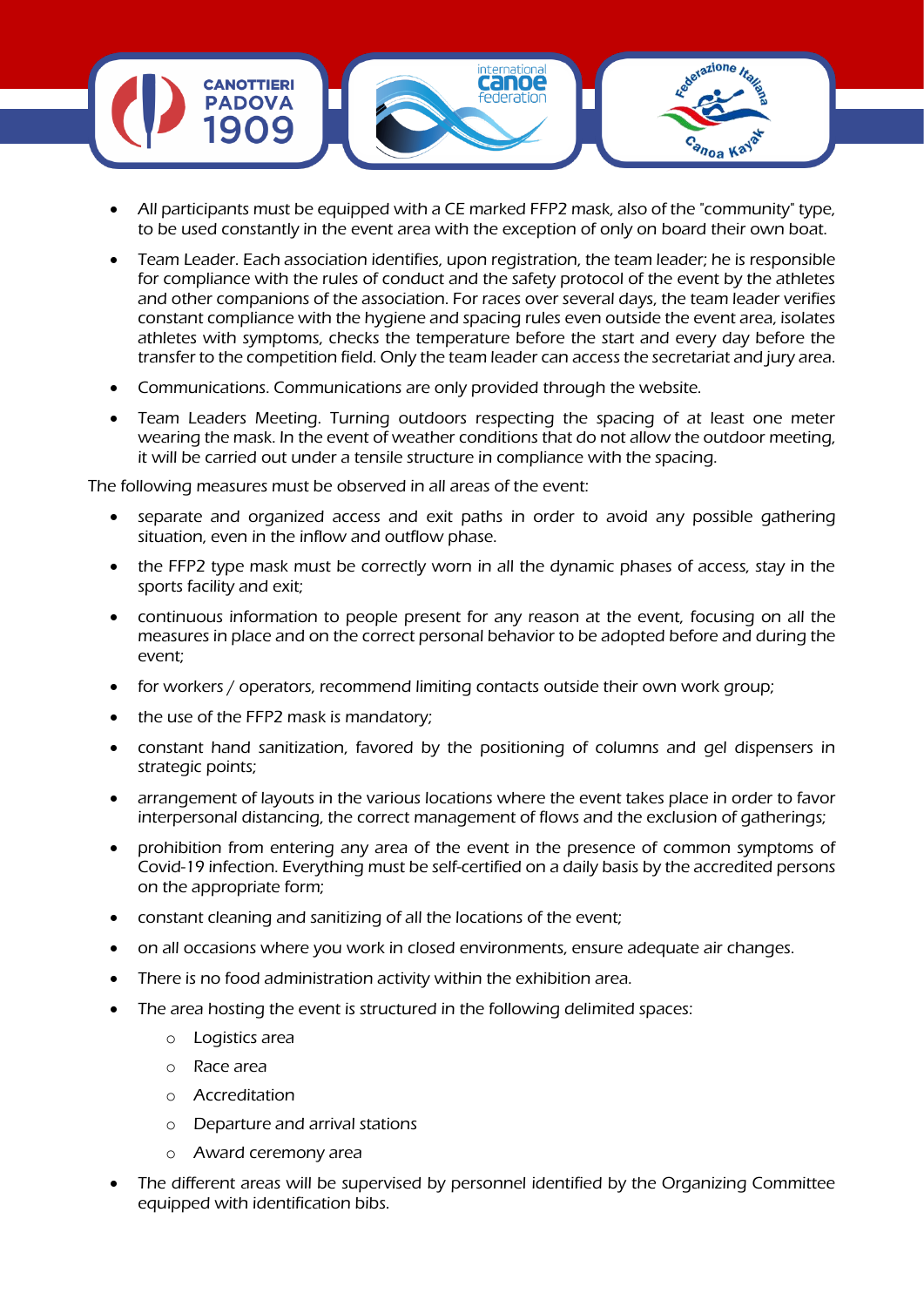- All participants must be equipped with a CE marked FFP2 mask, also of the "community" type, to be used constantly in the event area with the exception of only on board their own boat.
- Team Leader. Each association identifies, upon registration, the team leader; he is responsible for compliance with the rules of conduct and the safety protocol of the event by the athletes and other companions of the association. For races over several days, the team leader verifies constant compliance with the hygiene and spacing rules even outside the event area, isolates athletes with symptoms, checks the temperature before the start and every day before the transfer to the competition field. Only the team leader can access the secretariat and jury area.
- Communications. Communications are only provided through the website.
- Team Leaders Meeting. Turning outdoors respecting the spacing of at least one meter wearing the mask. In the event of weather conditions that do not allow the outdoor meeting, it will be carried out under a tensile structure in compliance with the spacing.

The following measures must be observed in all areas of the event:

- separate and organized access and exit paths in order to avoid any possible gathering situation, even in the inflow and outflow phase.
- the FFP2 type mask must be correctly worn in all the dynamic phases of access, stay in the sports facility and exit;
- continuous information to people present for any reason at the event, focusing on all the measures in place and on the correct personal behavior to be adopted before and during the event;
- for workers / operators, recommend limiting contacts outside their own work group;
- the use of the FFP2 mask is mandatory;
- constant hand sanitization, favored by the positioning of columns and gel dispensers in strategic points;
- arrangement of layouts in the various locations where the event takes place in order to favor interpersonal distancing, the correct management of flows and the exclusion of gatherings;
- prohibition from entering any area of the event in the presence of common symptoms of Covid-19 infection. Everything must be self-certified on a daily basis by the accredited persons on the appropriate form;
- constant cleaning and sanitizing of all the locations of the event;
- on all occasions where you work in closed environments, ensure adequate air changes.
- There is no food administration activity within the exhibition area.
- The area hosting the event is structured in the following delimited spaces:
  - Logistics area
  - Race area
  - Accreditation
  - Departure and arrival stations
  - Award ceremony area
- The different areas will be supervised by personnel identified by the Organizing Committee equipped with identification bibs.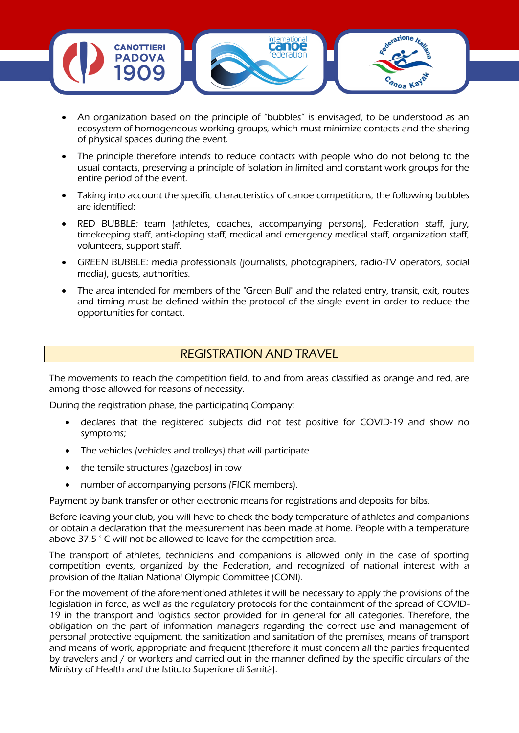- An organization based on the principle of "bubbles" is envisaged, to be understood as an ecosystem of homogeneous working groups, which must minimize contacts and the sharing of physical spaces during the event.
- The principle therefore intends to reduce contacts with people who do not belong to the usual contacts, preserving a principle of isolation in limited and constant work groups for the entire period of the event.
- Taking into account the specific characteristics of canoe competitions, the following bubbles are identified:
- RED BUBBLE: team (athletes, coaches, accompanying persons), Federation staff, jury, timekeeping staff, anti-doping staff, medical and emergency medical staff, organization staff, volunteers, support staff.
- GREEN BUBBLE: media professionals (journalists, photographers, radio-TV operators, social media), guests, authorities.
- The area intended for members of the "Green Bull" and the related entry, transit, exit, routes and timing must be defined within the protocol of the single event in order to reduce the opportunities for contact.

## REGISTRATION AND TRAVEL

The movements to reach the competition field, to and from areas classified as orange and red, are among those allowed for reasons of necessity.

During the registration phase, the participating Company:

- declares that the registered subjects did not test positive for COVID-19 and show no symptoms;
- The vehicles (vehicles and trolleys) that will participate
- the tensile structures (gazebos) in tow
- number of accompanying persons (FICK members).

Payment by bank transfer or other electronic means for registrations and deposits for bibs.

Before leaving your club, you will have to check the body temperature of athletes and companions or obtain a declaration that the measurement has been made at home. People with a temperature above 37.5 ° C will not be allowed to leave for the competition area.

The transport of athletes, technicians and companions is allowed only in the case of sporting competition events, organized by the Federation, and recognized of national interest with a provision of the Italian National Olympic Committee (CONI).

For the movement of the aforementioned athletes it will be necessary to apply the provisions of the legislation in force, as well as the regulatory protocols for the containment of the spread of COVID-19 in the transport and logistics sector provided for in general for all categories. Therefore, the obligation on the part of information managers regarding the correct use and management of personal protective equipment, the sanitization and sanitation of the premises, means of transport and means of work, appropriate and frequent (therefore it must concern all the parties frequented by travelers and / or workers and carried out in the manner defined by the specific circulars of the Ministry of Health and the Istituto Superiore di Sanità).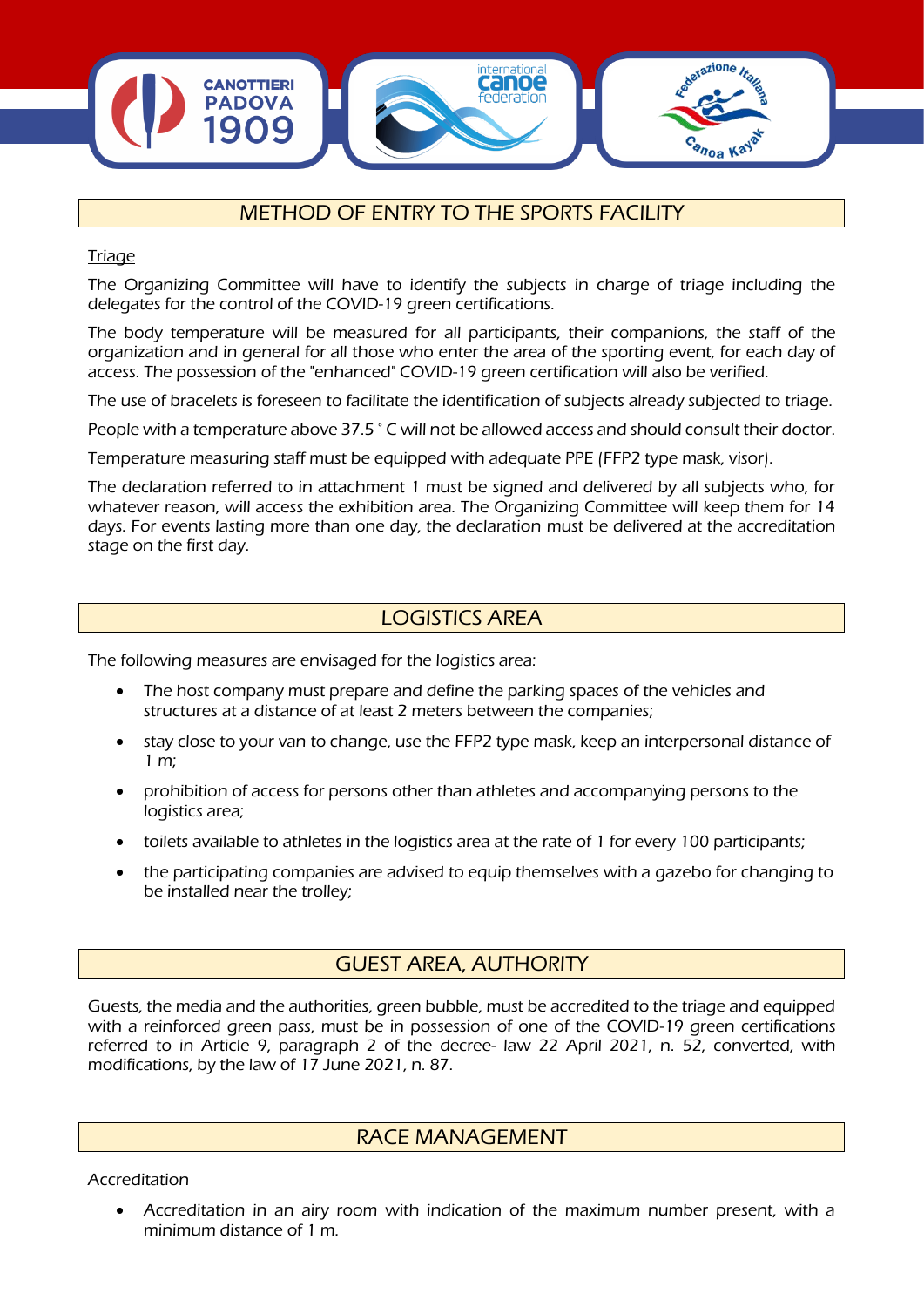## METHOD OF ENTRY TO THE SPORTS FACILITY

Triage

The Organizing Committee will have to identify the subjects in charge of triage including the delegates for the control of the COVID-19 green certifications.

The body temperature will be measured for all participants, their companions, the staff of the organization and in general for all those who enter the area of the sporting event, for each day of access. The possession of the "enhanced" COVID-19 green certification will also be verified.

The use of bracelets is foreseen to facilitate the identification of subjects already subjected to triage.

People with a temperature above 37.5 ° C will not be allowed access and should consult their doctor.

Temperature measuring staff must be equipped with adequate PPE (FFP2 type mask, visor).

The declaration referred to in attachment 1 must be signed and delivered by all subjects who, for whatever reason, will access the exhibition area. The Organizing Committee will keep them for 14 days. For events lasting more than one day, the declaration must be delivered at the accreditation stage on the first day.

## LOGISTICS AREA

The following measures are envisaged for the logistics area:

- The host company must prepare and define the parking spaces of the vehicles and structures at a distance of at least 2 meters between the companies;
- stay close to your van to change, use the FFP2 type mask, keep an interpersonal distance of 1 m;
- prohibition of access for persons other than athletes and accompanying persons to the logistics area;
- toilets available to athletes in the logistics area at the rate of 1 for every 100 participants;
- the participating companies are advised to equip themselves with a gazebo for changing to be installed near the trolley;

## GUEST AREA, AUTHORITY

Guests, the media and the authorities, green bubble, must be accredited to the triage and equipped with a reinforced green pass, must be in possession of one of the COVID-19 green certifications referred to in Article 9, paragraph 2 of the decree- law 22 April 2021, n. 52, converted, with modifications, by the law of 17 June 2021, n. 87.

## RACE MANAGEMENT

Accreditation

- Accreditation in an airy room with indication of the maximum number present, with a minimum distance of 1 m.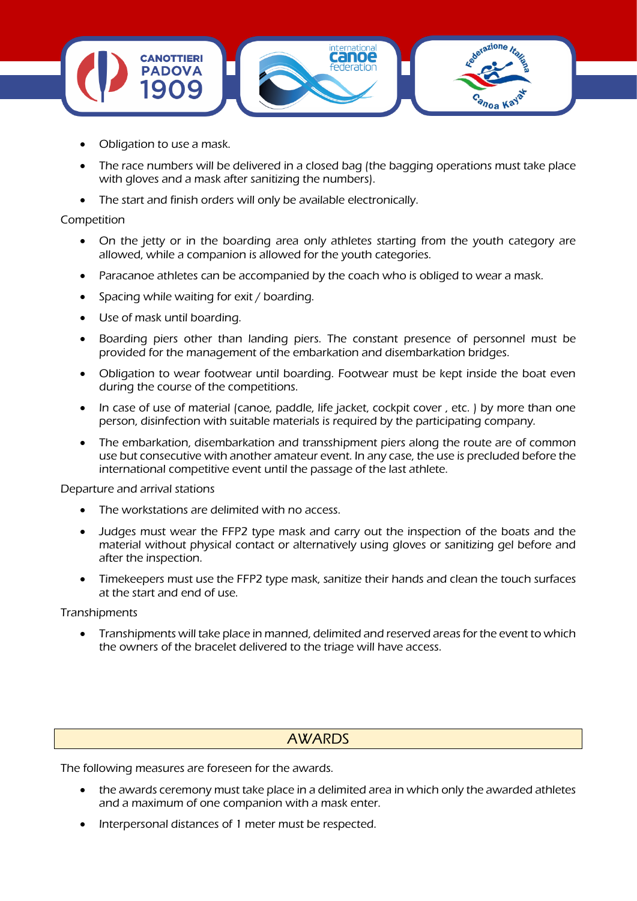- Obligation to use a mask.
- The race numbers will be delivered in a closed bag (the bagging operations must take place with gloves and a mask after sanitizing the numbers).
- The start and finish orders will only be available electronically.

Competition

- On the jetty or in the boarding area only athletes starting from the youth category are allowed, while a companion is allowed for the youth categories.
- Paracanoe athletes can be accompanied by the coach who is obliged to wear a mask.
- Spacing while waiting for exit / boarding.
- Use of mask until boarding.
- Boarding piers other than landing piers. The constant presence of personnel must be provided for the management of the embarkation and disembarkation bridges.
- Obligation to wear footwear until boarding. Footwear must be kept inside the boat even during the course of the competitions.
- In case of use of material (canoe, paddle, life jacket, cockpit cover , etc. ) by more than one person, disinfection with suitable materials is required by the participating company.
- The embarkation, disembarkation and transshipment piers along the route are of common use but consecutive with another amateur event. In any case, the use is precluded before the international competitive event until the passage of the last athlete.

Departure and arrival stations

- The workstations are delimited with no access.
- Judges must wear the FFP2 type mask and carry out the inspection of the boats and the material without physical contact or alternatively using gloves or sanitizing gel before and after the inspection.
- Timekeepers must use the FFP2 type mask, sanitize their hands and clean the touch surfaces at the start and end of use.

Transhipments

- Transhipments will take place in manned, delimited and reserved areas for the event to which the owners of the bracelet delivered to the triage will have access.

## AWARDS

The following measures are foreseen for the awards.

- the awards ceremony must take place in a delimited area in which only the awarded athletes and a maximum of one companion with a mask enter.
- Interpersonal distances of 1 meter must be respected.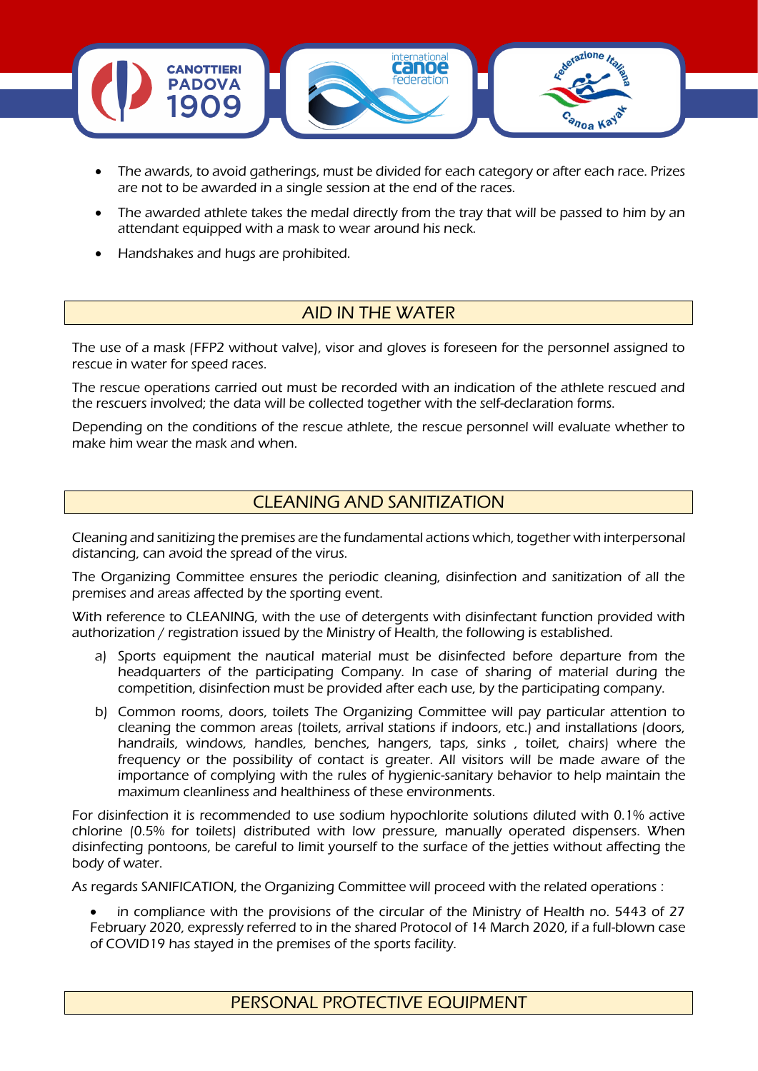- The awards, to avoid gatherings, must be divided for each category or after each race. Prizes are not to be awarded in a single session at the end of the races.
- The awarded athlete takes the medal directly from the tray that will be passed to him by an attendant equipped with a mask to wear around his neck.
- Handshakes and hugs are prohibited.

## AID IN THE WATER

The use of a mask (FFP2 without valve), visor and gloves is foreseen for the personnel assigned to rescue in water for speed races.

The rescue operations carried out must be recorded with an indication of the athlete rescued and the rescuers involved; the data will be collected together with the self-declaration forms.

Depending on the conditions of the rescue athlete, the rescue personnel will evaluate whether to make him wear the mask and when.

## CLEANING AND SANITIZATION

Cleaning and sanitizing the premises are the fundamental actions which, together with interpersonal distancing, can avoid the spread of the virus.

The Organizing Committee ensures the periodic cleaning, disinfection and sanitization of all the premises and areas affected by the sporting event.

With reference to CLEANING, with the use of detergents with disinfectant function provided with authorization / registration issued by the Ministry of Health, the following is established.

a) Sports equipment the nautical material must be disinfected before departure from the headquarters of the participating Company. In case of sharing of material during the competition, disinfection must be provided after each use, by the participating company.

b) Common rooms, doors, toilets The Organizing Committee will pay particular attention to cleaning the common areas (toilets, arrival stations if indoors, etc.) and installations (doors, handrails, windows, handles, benches, hangers, taps, sinks , toilet, chairs) where the frequency or the possibility of contact is greater. All visitors will be made aware of the importance of complying with the rules of hygienic-sanitary behavior to help maintain the maximum cleanliness and healthiness of these environments.

For disinfection it is recommended to use sodium hypochlorite solutions diluted with 0.1% active chlorine (0.5% for toilets) distributed with low pressure, manually operated dispensers. When disinfecting pontoons, be careful to limit yourself to the surface of the jetties without affecting the body of water.

As regards SANIFICATION, the Organizing Committee will proceed with the related operations :

- in compliance with the provisions of the circular of the Ministry of Health no. 5443 of 27 February 2020, expressly referred to in the shared Protocol of 14 March 2020, if a full-blown case of COVID19 has stayed in the premises of the sports facility.

## PERSONAL PROTECTIVE EQUIPMENT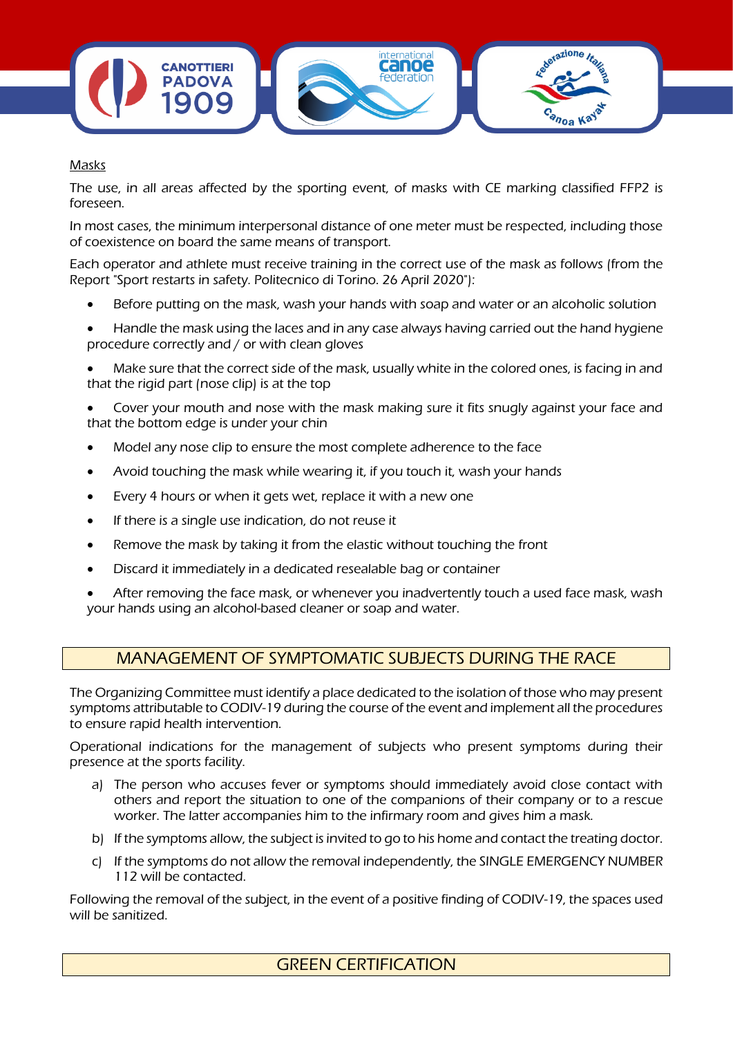Masks

The use, in all areas affected by the sporting event, of masks with CE marking classified FFP2 is foreseen.

In most cases, the minimum interpersonal distance of one meter must be respected, including those of coexistence on board the same means of transport.

Each operator and athlete must receive training in the correct use of the mask as follows (from the Report "Sport restarts in safety. Politecnico di Torino. 26 April 2020"):

- Before putting on the mask, wash your hands with soap and water or an alcoholic solution
- Handle the mask using the laces and in any case always having carried out the hand hygiene procedure correctly and / or with clean gloves
- Make sure that the correct side of the mask, usually white in the colored ones, is facing in and that the rigid part (nose clip) is at the top
- Cover your mouth and nose with the mask making sure it fits snugly against your face and that the bottom edge is under your chin
- Model any nose clip to ensure the most complete adherence to the face
- Avoid touching the mask while wearing it, if you touch it, wash your hands
- Every 4 hours or when it gets wet, replace it with a new one
- If there is a single use indication, do not reuse it
- Remove the mask by taking it from the elastic without touching the front
- Discard it immediately in a dedicated resealable bag or container
- After removing the face mask, or whenever you inadvertently touch a used face mask, wash your hands using an alcohol-based cleaner or soap and water.

## MANAGEMENT OF SYMPTOMATIC SUBJECTS DURING THE RACE

The Organizing Committee must identify a place dedicated to the isolation of those who may present symptoms attributable to CODIV-19 during the course of the event and implement all the procedures to ensure rapid health intervention.

Operational indications for the management of subjects who present symptoms during their presence at the sports facility.

a) The person who accuses fever or symptoms should immediately avoid close contact with others and report the situation to one of the companions of their company or to a rescue worker. The latter accompanies him to the infirmary room and gives him a mask.
b) If the symptoms allow, the subject is invited to go to his home and contact the treating doctor.
c) If the symptoms do not allow the removal independently, the SINGLE EMERGENCY NUMBER 112 will be contacted.

Following the removal of the subject, in the event of a positive finding of CODIV-19, the spaces used will be sanitized.

## GREEN CERTIFICATION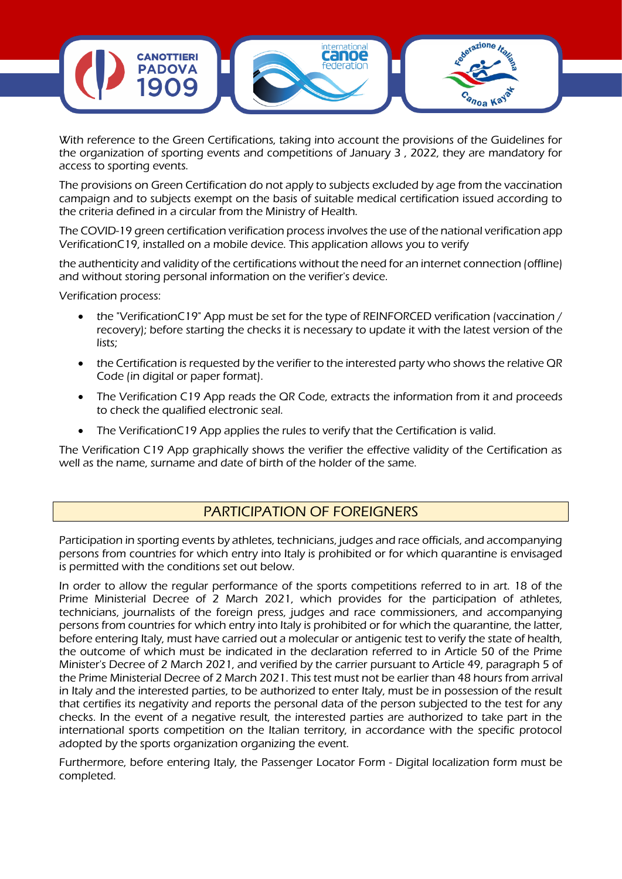With reference to the Green Certifications, taking into account the provisions of the Guidelines for the organization of sporting events and competitions of January 3 , 2022, they are mandatory for access to sporting events.

The provisions on Green Certification do not apply to subjects excluded by age from the vaccination campaign and to subjects exempt on the basis of suitable medical certification issued according to the criteria defined in a circular from the Ministry of Health.

The COVID-19 green certification verification process involves the use of the national verification app VerificationC19, installed on a mobile device. This application allows you to verify

the authenticity and validity of the certifications without the need for an internet connection (offline) and without storing personal information on the verifier's device.

Verification process:

- the "VerificationC19" App must be set for the type of REINFORCED verification (vaccination / recovery); before starting the checks it is necessary to update it with the latest version of the lists;
- the Certification is requested by the verifier to the interested party who shows the relative QR Code (in digital or paper format).
- The Verification C19 App reads the QR Code, extracts the information from it and proceeds to check the qualified electronic seal.
- The VerificationC19 App applies the rules to verify that the Certification is valid.

The Verification C19 App graphically shows the verifier the effective validity of the Certification as well as the name, surname and date of birth of the holder of the same.

## PARTICIPATION OF FOREIGNERS

Participation in sporting events by athletes, technicians, judges and race officials, and accompanying persons from countries for which entry into Italy is prohibited or for which quarantine is envisaged is permitted with the conditions set out below.

In order to allow the regular performance of the sports competitions referred to in art. 18 of the Prime Ministerial Decree of 2 March 2021, which provides for the participation of athletes, technicians, journalists of the foreign press, judges and race commissioners, and accompanying persons from countries for which entry into Italy is prohibited or for which the quarantine, the latter, before entering Italy, must have carried out a molecular or antigenic test to verify the state of health, the outcome of which must be indicated in the declaration referred to in Article 50 of the Prime Minister's Decree of 2 March 2021, and verified by the carrier pursuant to Article 49, paragraph 5 of the Prime Ministerial Decree of 2 March 2021. This test must not be earlier than 48 hours from arrival in Italy and the interested parties, to be authorized to enter Italy, must be in possession of the result that certifies its negativity and reports the personal data of the person subjected to the test for any checks. In the event of a negative result, the interested parties are authorized to take part in the international sports competition on the Italian territory, in accordance with the specific protocol adopted by the sports organization organizing the event.

Furthermore, before entering Italy, the Passenger Locator Form - Digital localization form must be completed.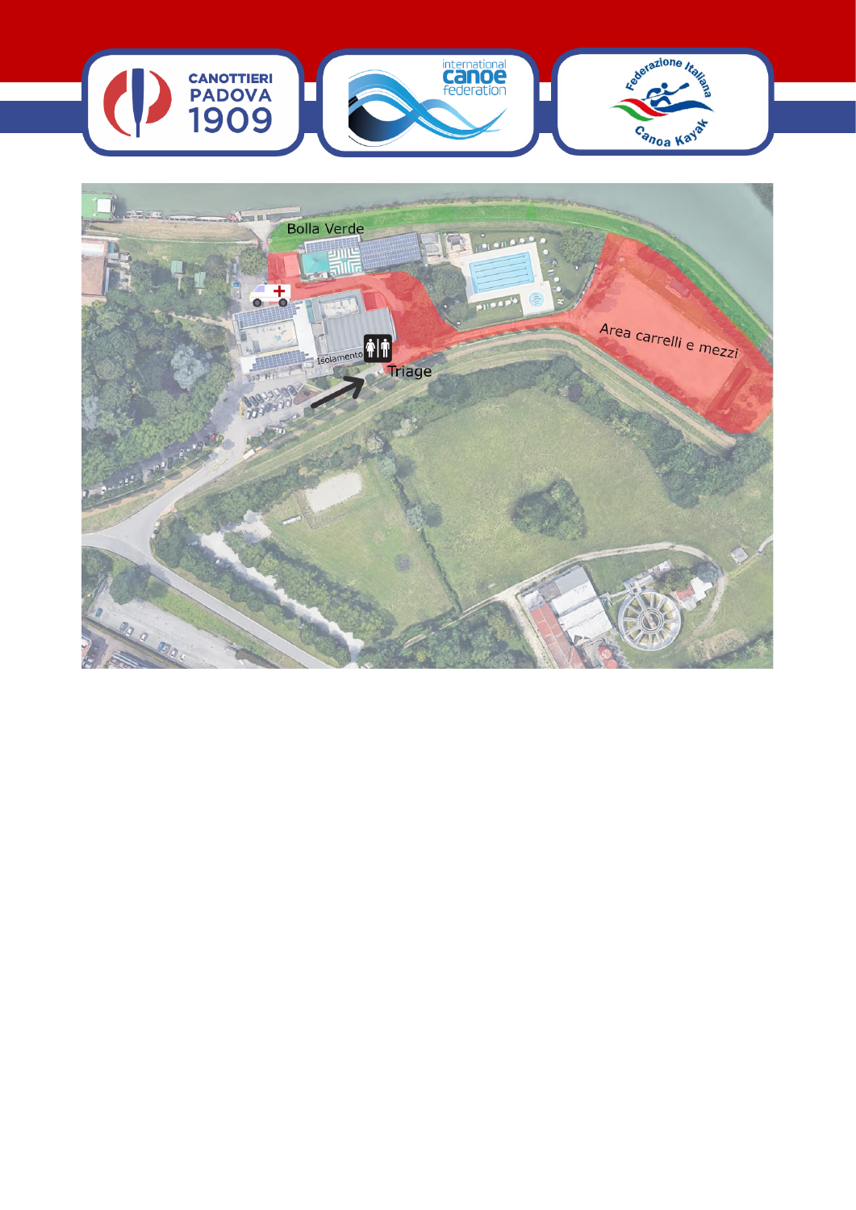Bolla Verde

Area carrelli e mezzi

Isolamento

Triage